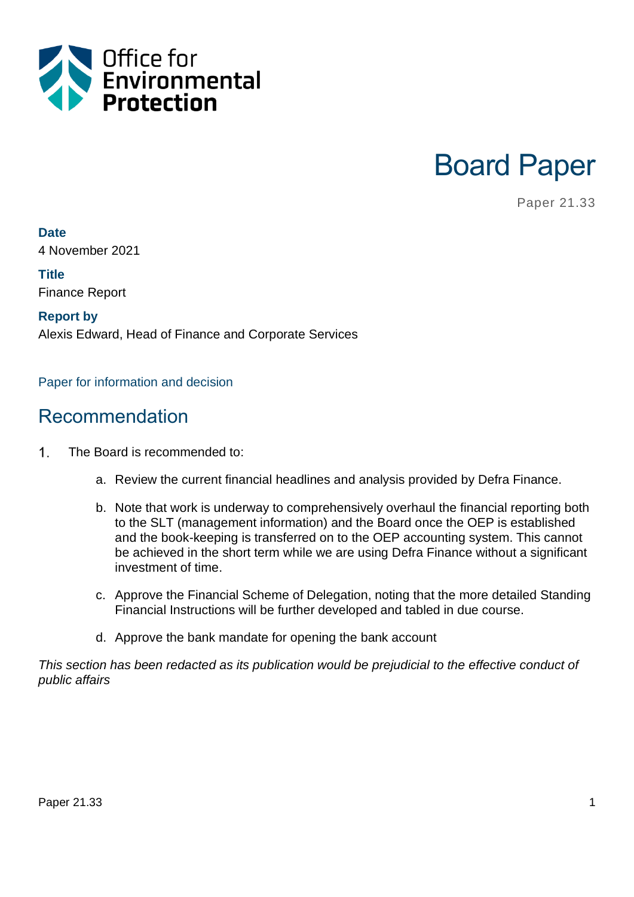Office for Environmental Protection

# Board Paper

Paper 21.33

**Date**
4 November 2021

**Title**
Finance Report

**Report by**
Alexis Edward, Head of Finance and Corporate Services

Paper for information and decision

## Recommendation

1. The Board is recommended to:

    a. Review the current financial headlines and analysis provided by Defra Finance.

    b. Note that work is underway to comprehensively overhaul the financial reporting both to the SLT (management information) and the Board once the OEP is established and the book-keeping is transferred on to the OEP accounting system. This cannot be achieved in the short term while we are using Defra Finance without a significant investment of time.

    c. Approve the Financial Scheme of Delegation, noting that the more detailed Standing Financial Instructions will be further developed and tabled in due course.

    d. Approve the bank mandate for opening the bank account

*This section has been redacted as its publication would be prejudicial to the effective conduct of public affairs*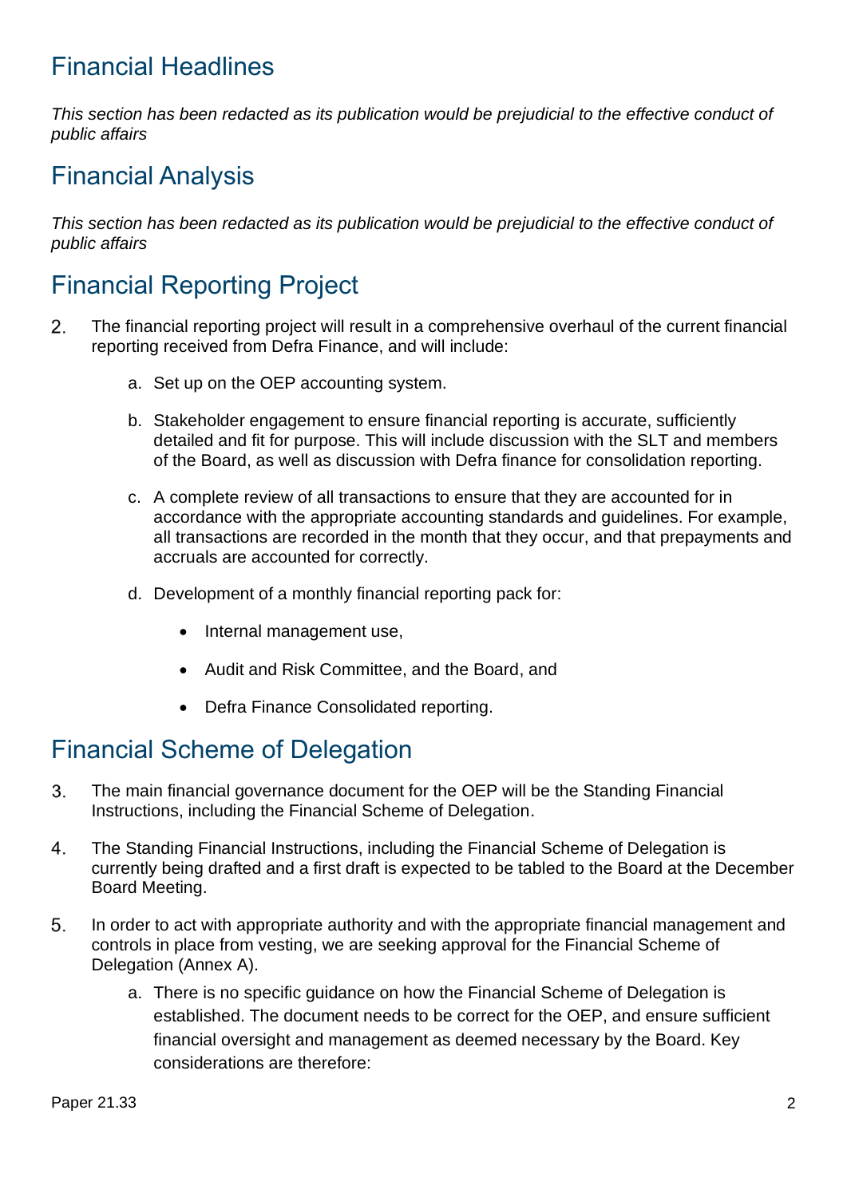## Financial Headlines

*This section has been redacted as its publication would be prejudicial to the effective conduct of public affairs*

## Financial Analysis

*This section has been redacted as its publication would be prejudicial to the effective conduct of public affairs*

## Financial Reporting Project

2. The financial reporting project will result in a comprehensive overhaul of the current financial reporting received from Defra Finance, and will include:

    a. Set up on the OEP accounting system.

    b. Stakeholder engagement to ensure financial reporting is accurate, sufficiently detailed and fit for purpose. This will include discussion with the SLT and members of the Board, as well as discussion with Defra finance for consolidation reporting.

    c. A complete review of all transactions to ensure that they are accounted for in accordance with the appropriate accounting standards and guidelines. For example, all transactions are recorded in the month that they occur, and that prepayments and accruals are accounted for correctly.

    d. Development of a monthly financial reporting pack for:

        - Internal management use,
        - Audit and Risk Committee, and the Board, and
        - Defra Finance Consolidated reporting.

## Financial Scheme of Delegation

3. The main financial governance document for the OEP will be the Standing Financial Instructions, including the Financial Scheme of Delegation.

4. The Standing Financial Instructions, including the Financial Scheme of Delegation is currently being drafted and a first draft is expected to be tabled to the Board at the December Board Meeting.

5. In order to act with appropriate authority and with the appropriate financial management and controls in place from vesting, we are seeking approval for the Financial Scheme of Delegation (Annex A).

    a. There is no specific guidance on how the Financial Scheme of Delegation is established. The document needs to be correct for the OEP, and ensure sufficient financial oversight and management as deemed necessary by the Board. Key considerations are therefore: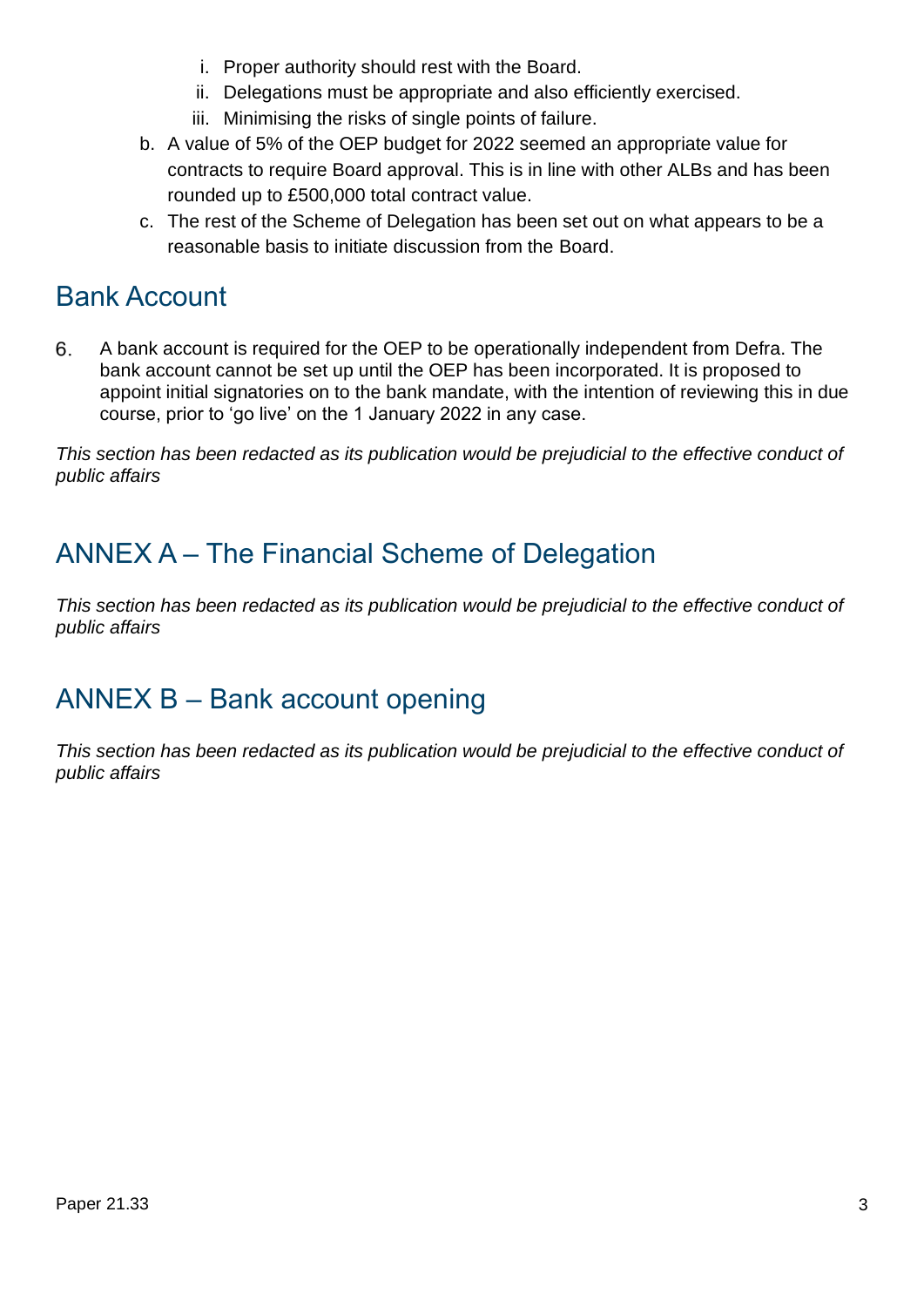i. Proper authority should rest with the Board.
   ii. Delegations must be appropriate and also efficiently exercised.
   iii. Minimising the risks of single points of failure.

b. A value of 5% of the OEP budget for 2022 seemed an appropriate value for contracts to require Board approval. This is in line with other ALBs and has been rounded up to £500,000 total contract value.
c. The rest of the Scheme of Delegation has been set out on what appears to be a reasonable basis to initiate discussion from the Board.

## Bank Account

6. A bank account is required for the OEP to be operationally independent from Defra. The bank account cannot be set up until the OEP has been incorporated. It is proposed to appoint initial signatories on to the bank mandate, with the intention of reviewing this in due course, prior to 'go live' on the 1 January 2022 in any case.

*This section has been redacted as its publication would be prejudicial to the effective conduct of public affairs*

## ANNEX A – The Financial Scheme of Delegation

*This section has been redacted as its publication would be prejudicial to the effective conduct of public affairs*

## ANNEX B – Bank account opening

*This section has been redacted as its publication would be prejudicial to the effective conduct of public affairs*

Paper 21.33